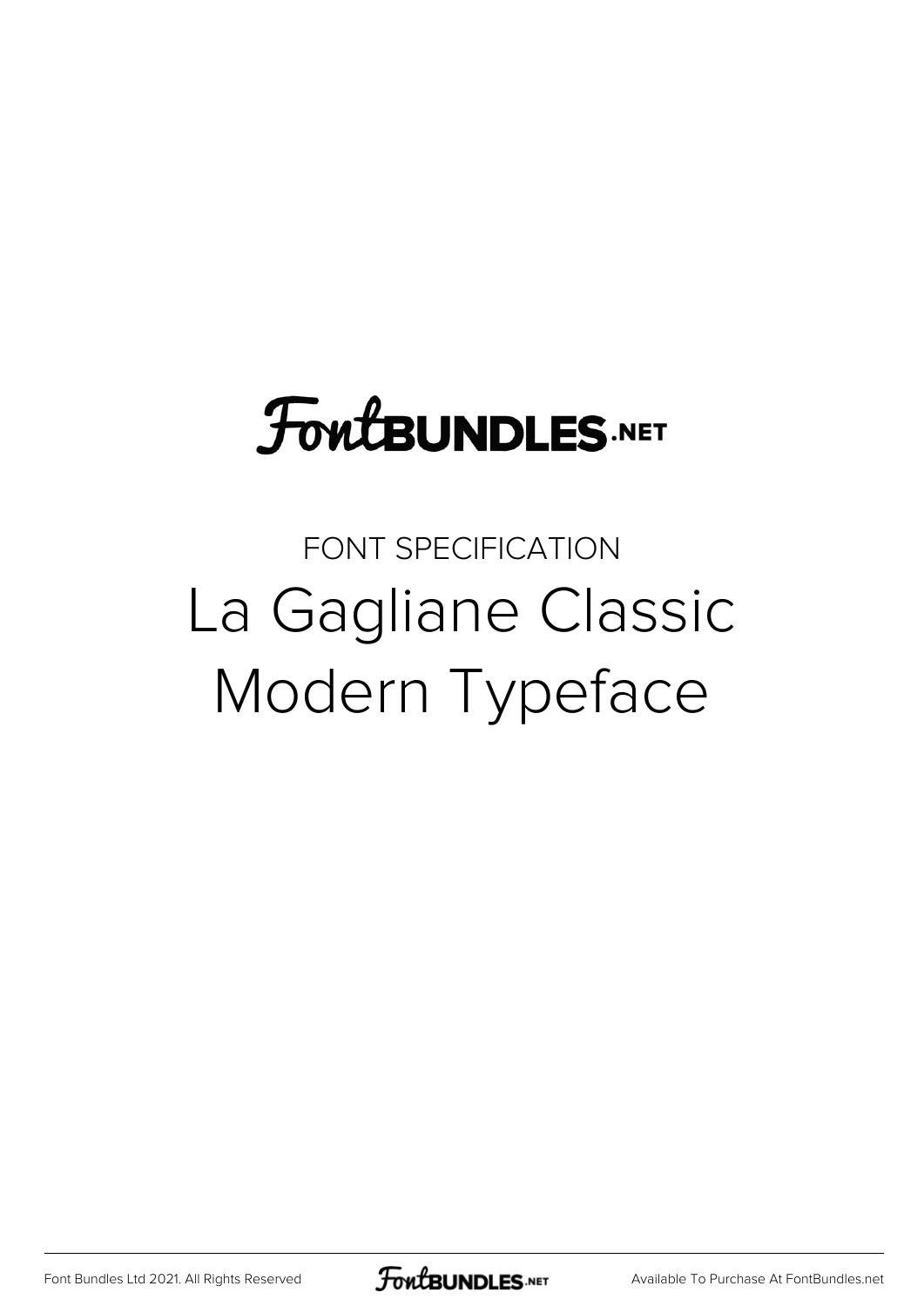FontBUNDLES.NET

FONT SPECIFICATION

# La Gagliane Classic Modern Typeface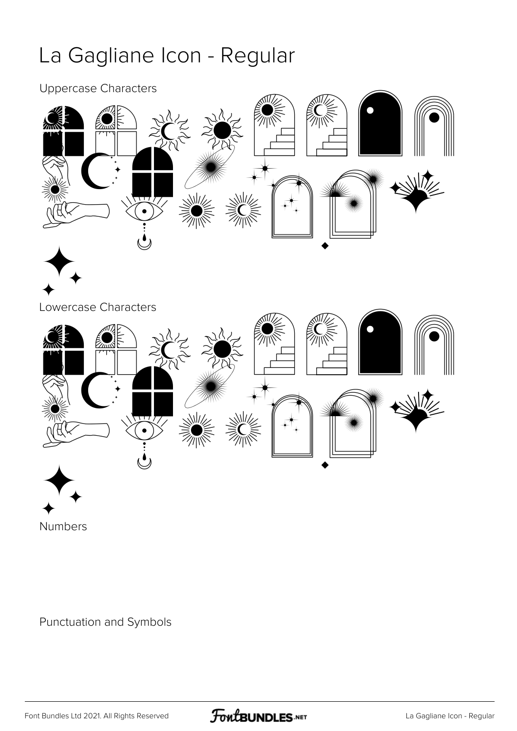# La Gagliane Icon - Regular

Uppercase Characters

Lowercase Characters

Numbers

Punctuation and Symbols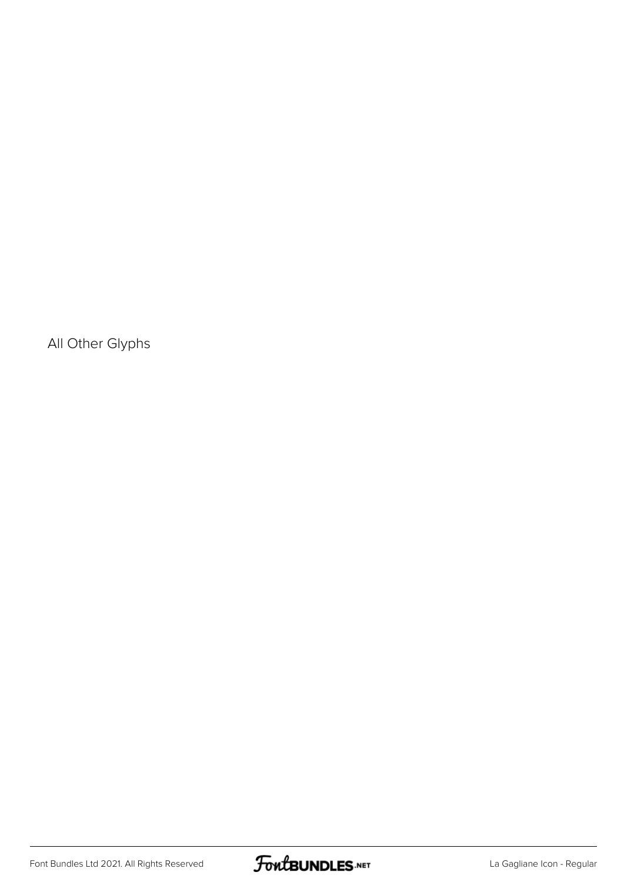All Other Glyphs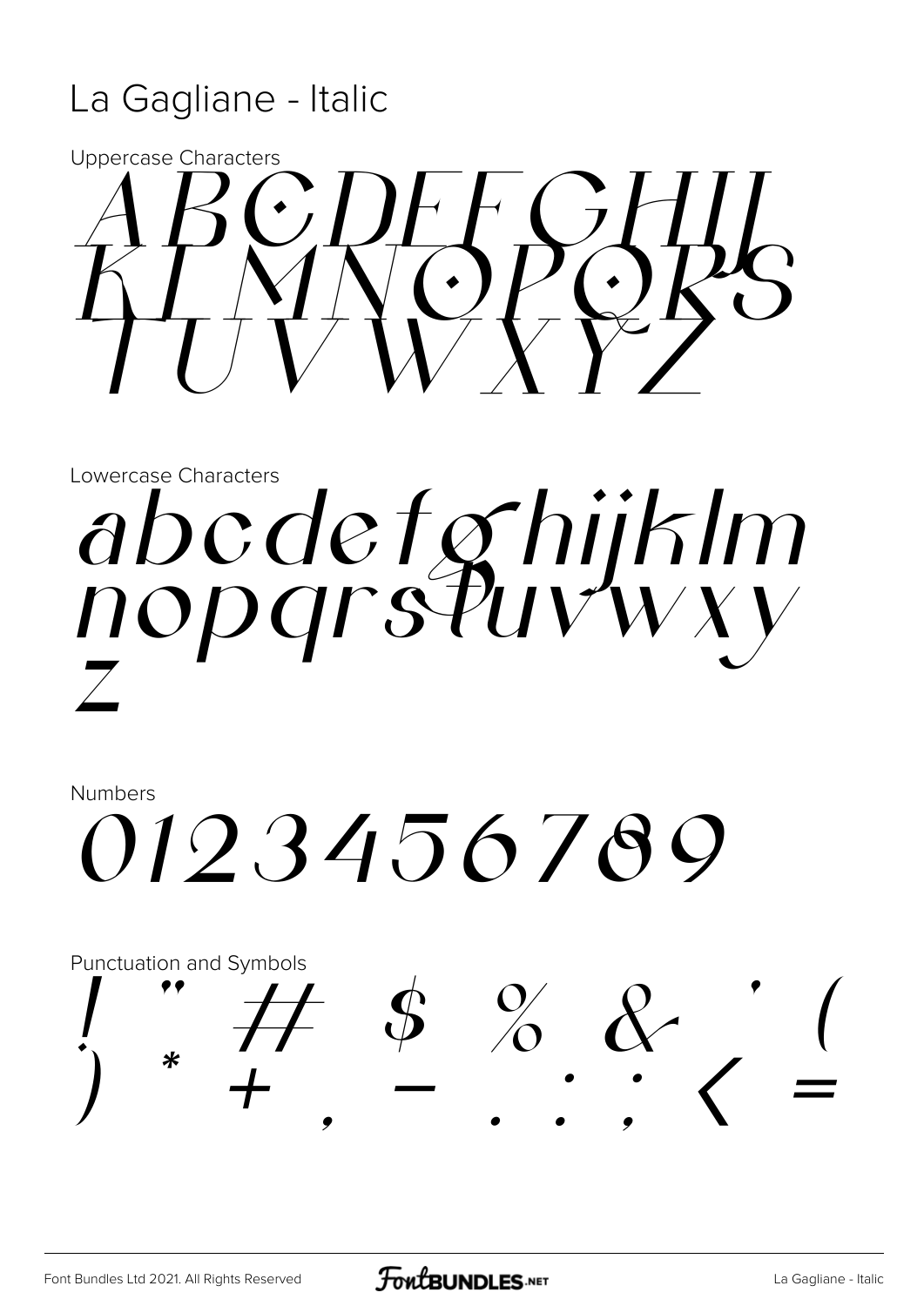# La Gagliane - Italic

Uppercase Characters

ABCDEFGHIJ
KLMNOPQRS
TUVWXYZ

Lowercase Characters

abcdefghijklm
nopqrstuvwxy
z

Numbers

0123456789

Punctuation and Symbols

! " # $ % & ' (
) * + , - . : ; < =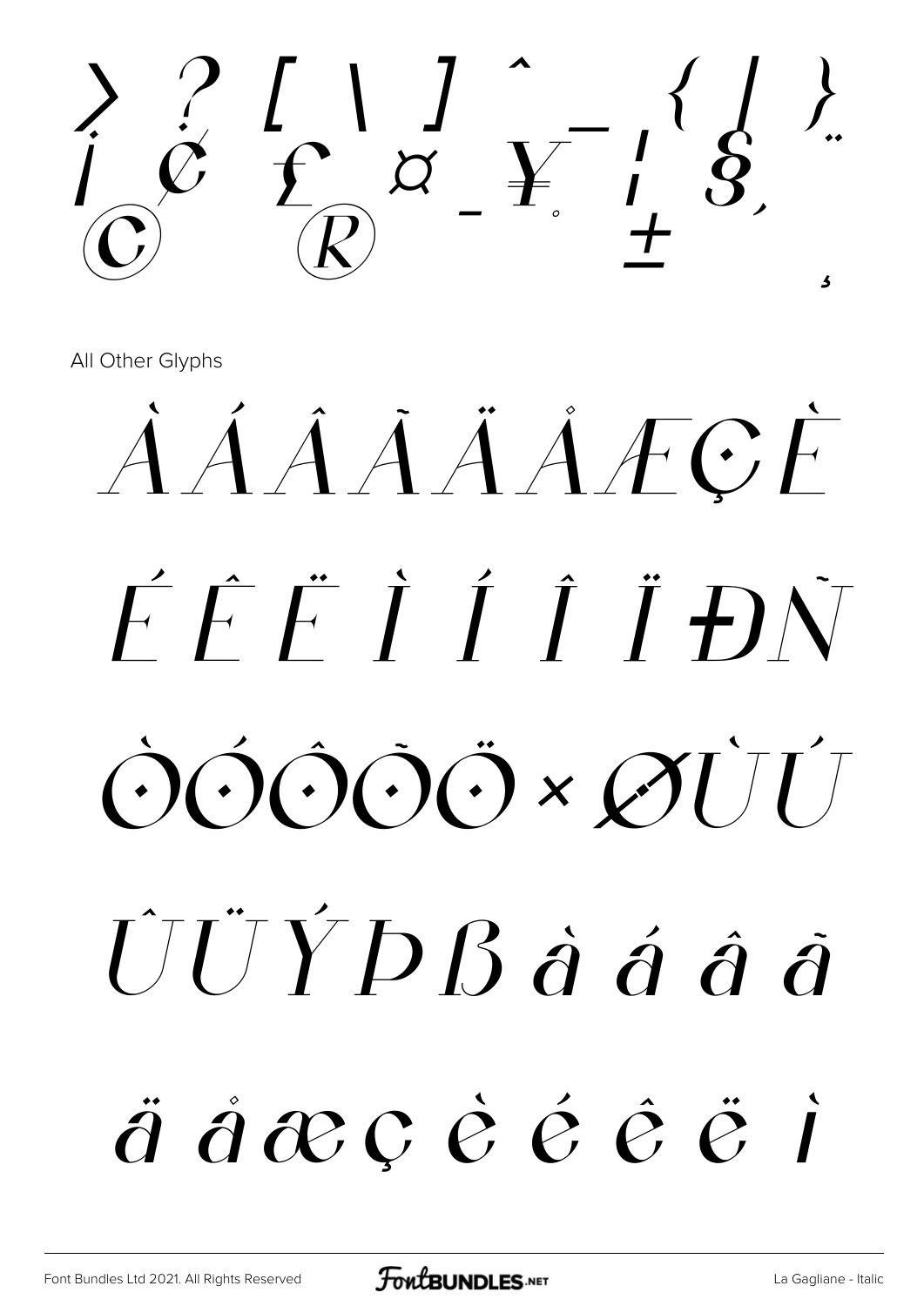> ? [ \ ] ^ _ { | } ¡ ¢ £ ¤ ¥ ¦ § ¨ © ª « ¬ ® ¯ ° ± ´ ¸

All Other Glyphs

À Á Â Ã Ä Å Æ Ç È

É Ê Ë Ì Í Î Ï Ð Ñ

Ò Ó Ô Õ Ö × Ø Ù Ú

Û Ü Ý Þ ß à á â ã

ä å æ ç è é ê ë ì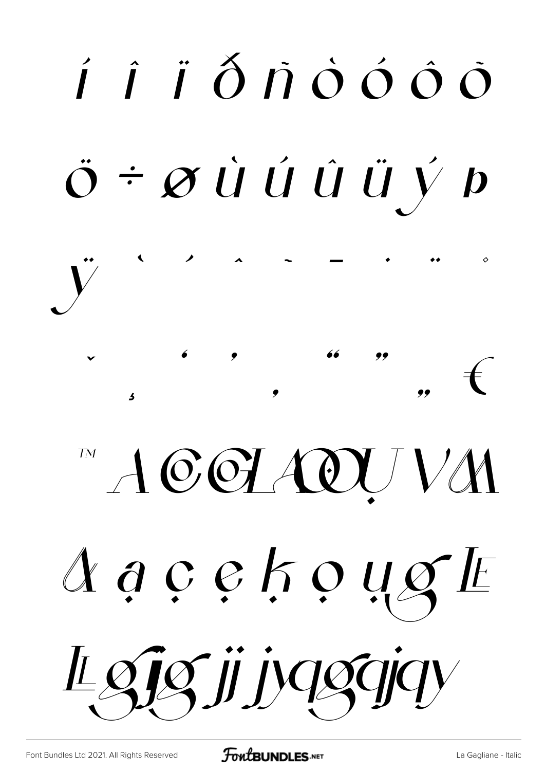í î ï ð ñ ò ó ô õ

ö ÷ ø ù ú û ü ý þ

ÿ ˋ ˊ ˆ ˜ ¯ ˙ ¨ ˚

ˇ ¸ ' ' ‚ " " „ €

™ A G G LA OQ U V M

A ạ ç ẹ ḳ ọ ụ g E

L g fg ij jyqg qjqy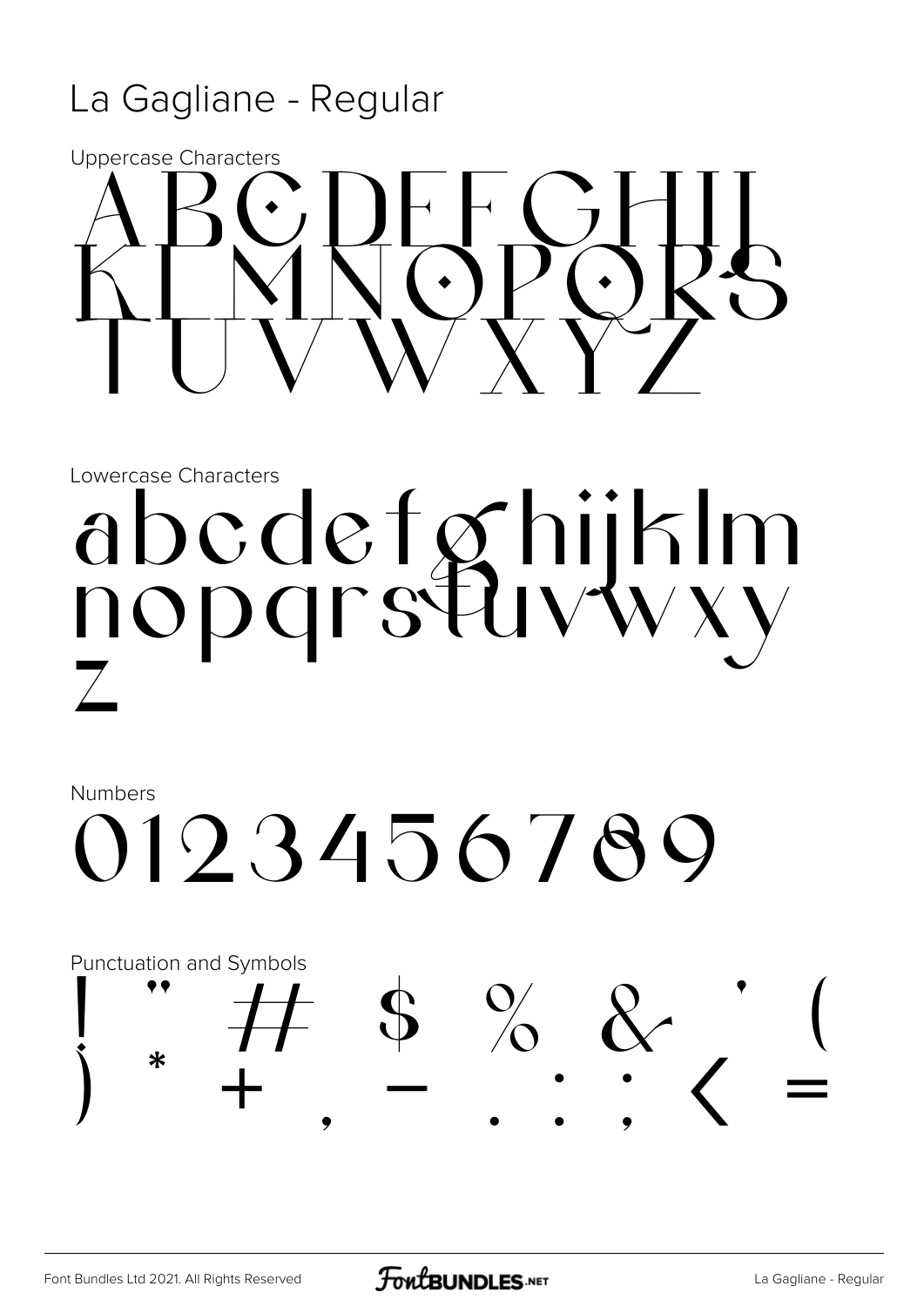La Gagliane - Regular

Uppercase Characters

ABCDEFGHIJ
KLMNOPQRS
TUVWXYZ

Lowercase Characters

abcdefghijklm
nopqrstuvwxy
z

Numbers

0123456789

Punctuation and Symbols

! " # $ % & ' (
) * + , - . : ; < =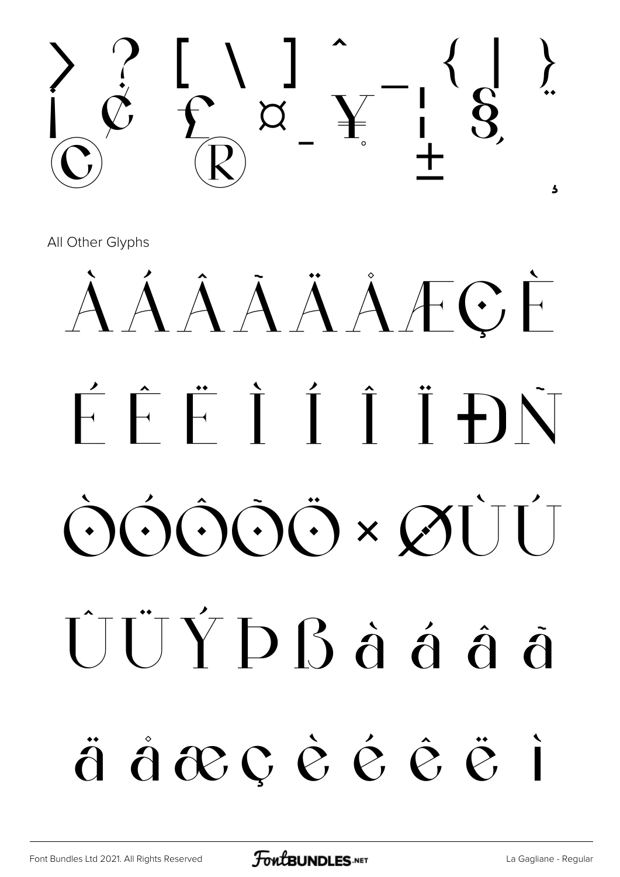> ? [ \ ] ^ _ { | }
¡ ¢ £ ¤ ¥ ¦ § ¨
© ® ¯ ° ±
¸

All Other Glyphs

À Á Â Ã Ä Å Æ Ç È

É Ê Ë Ì Í Î Ï Ð Ñ

Ò Ó Ô Õ Ö × Ø Ù Ú

Û Ü Ý Þ ß à á â ã

ä å æ ç è é ê ë ì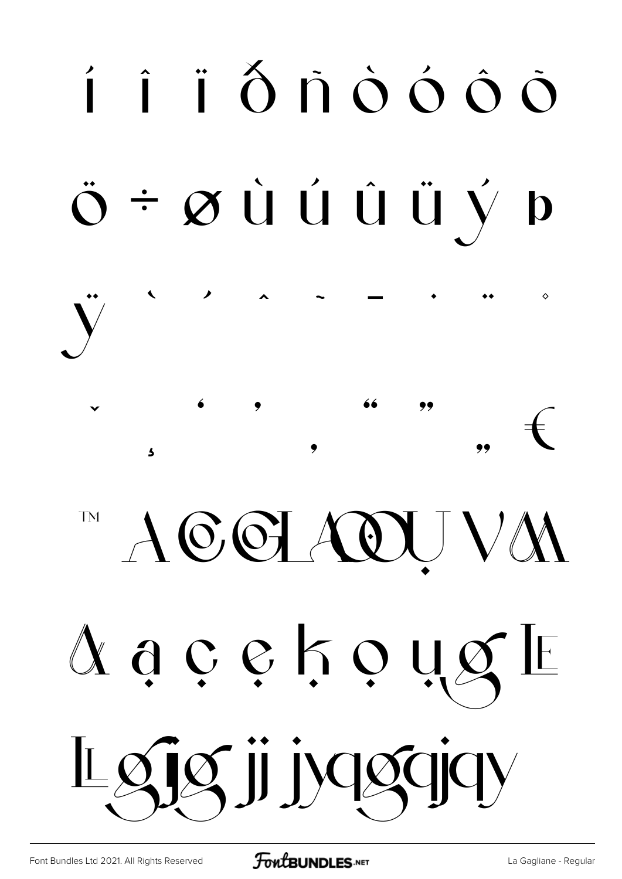í î ï ð ñ ò ó ô õ

ö ÷ ø ù ú û ü ý þ

ÿ ˋ ˊ ˆ ˜ ¯ ˙ ¨ ˚

ˇ ¸ ' ' ‚ " " „ €

™ A C G L A D U V M

A a c e k o u g E

L g j g j j j y q g q j q y